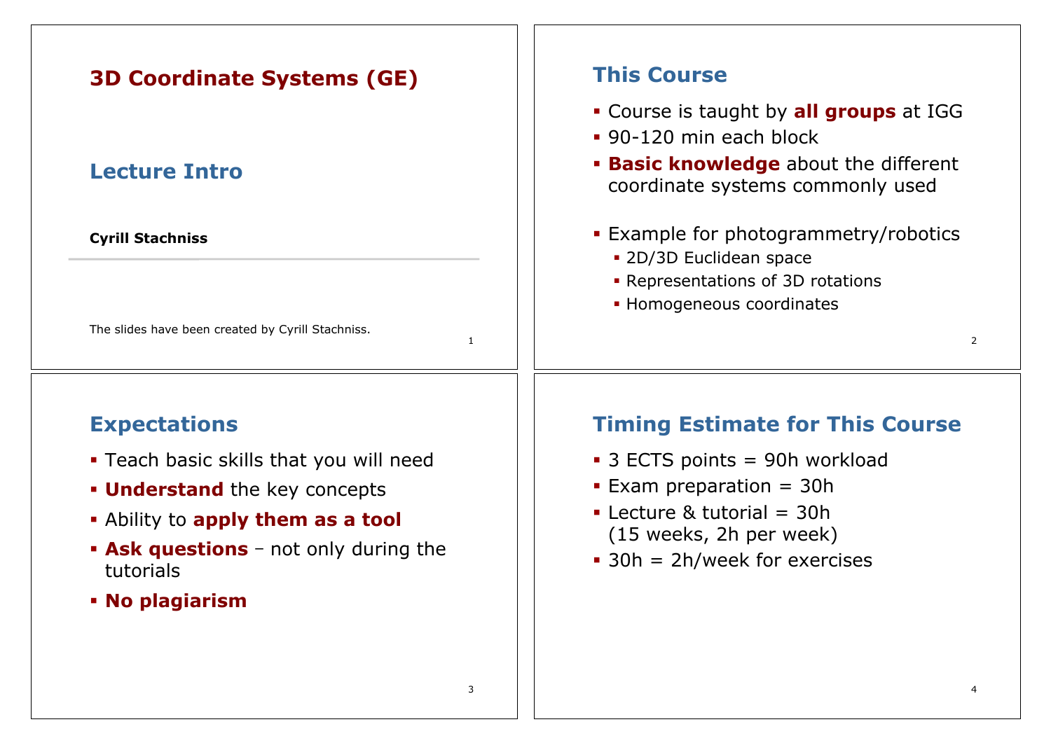# 3D Coordinate Systems (GE)

## Lecture Intro

**Cyrill Stachniss**

The slides have been created by Cyrill Stachniss.

## This Course

- Course is taught by **all groups** at IGG
- 90-120 min each block
- **Basic knowledge** about the different coordinate systems commonly used
- Example for photogrammetry/robotics
  - 2D/3D Euclidean space
  - Representations of 3D rotations
  - Homogeneous coordinates

## Expectations

- Teach basic skills that you will need
- **Understand** the key concepts
- Ability to **apply them as a tool**
- **Ask questions** – not only during the tutorials
- **No plagiarism**

## Timing Estimate for This Course

- 3 ECTS points = 90h workload
- Exam preparation = 30h
- Lecture & tutorial = 30h (15 weeks, 2h per week)
- 30h = 2h/week for exercises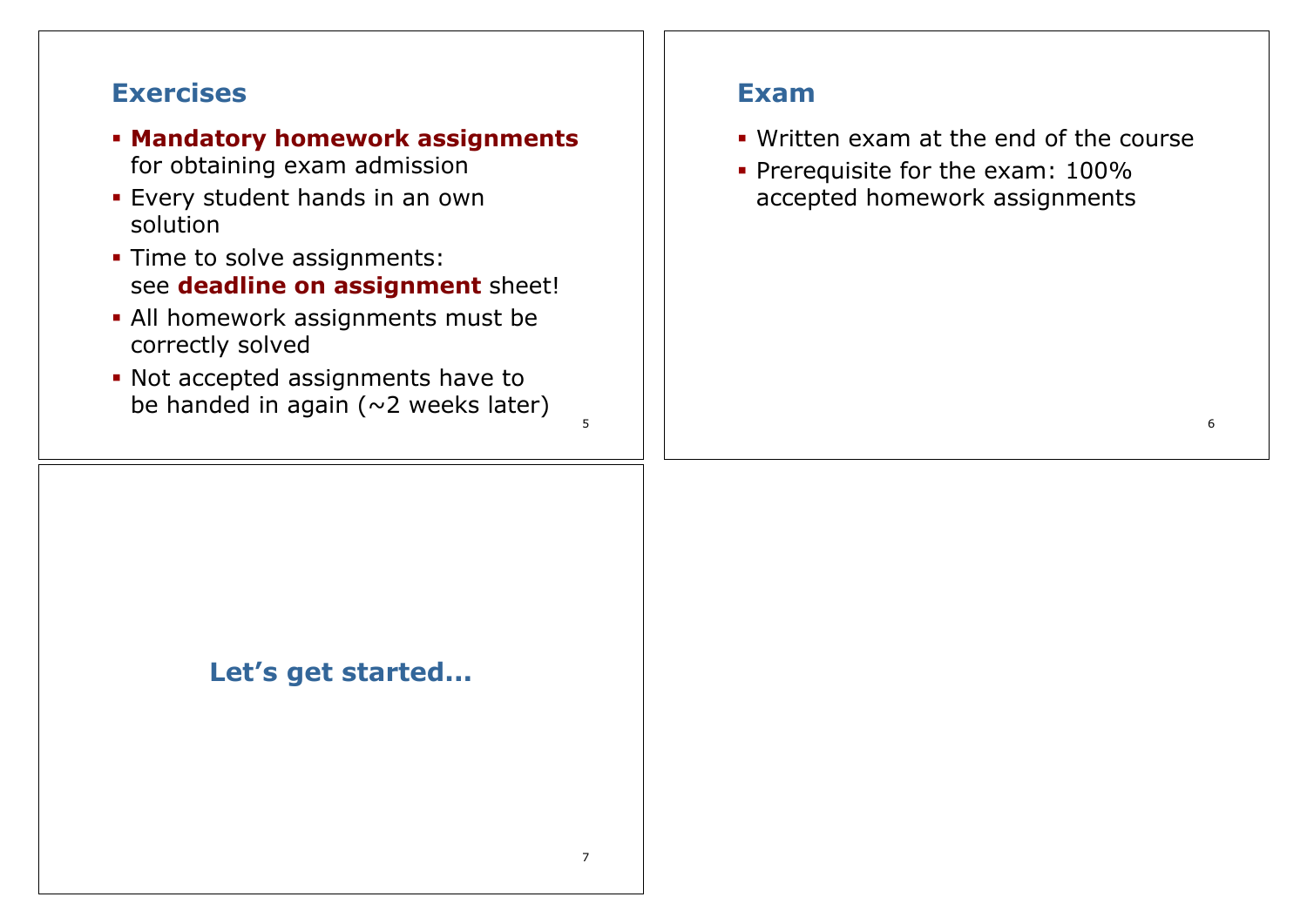## Exercises

- **Mandatory homework assignments** for obtaining exam admission
- Every student hands in an own solution
- Time to solve assignments: see **deadline on assignment** sheet!
- All homework assignments must be correctly solved
- Not accepted assignments have to be handed in again (~2 weeks later)

## Exam

- Written exam at the end of the course
- Prerequisite for the exam: 100% accepted homework assignments

## Let's get started...